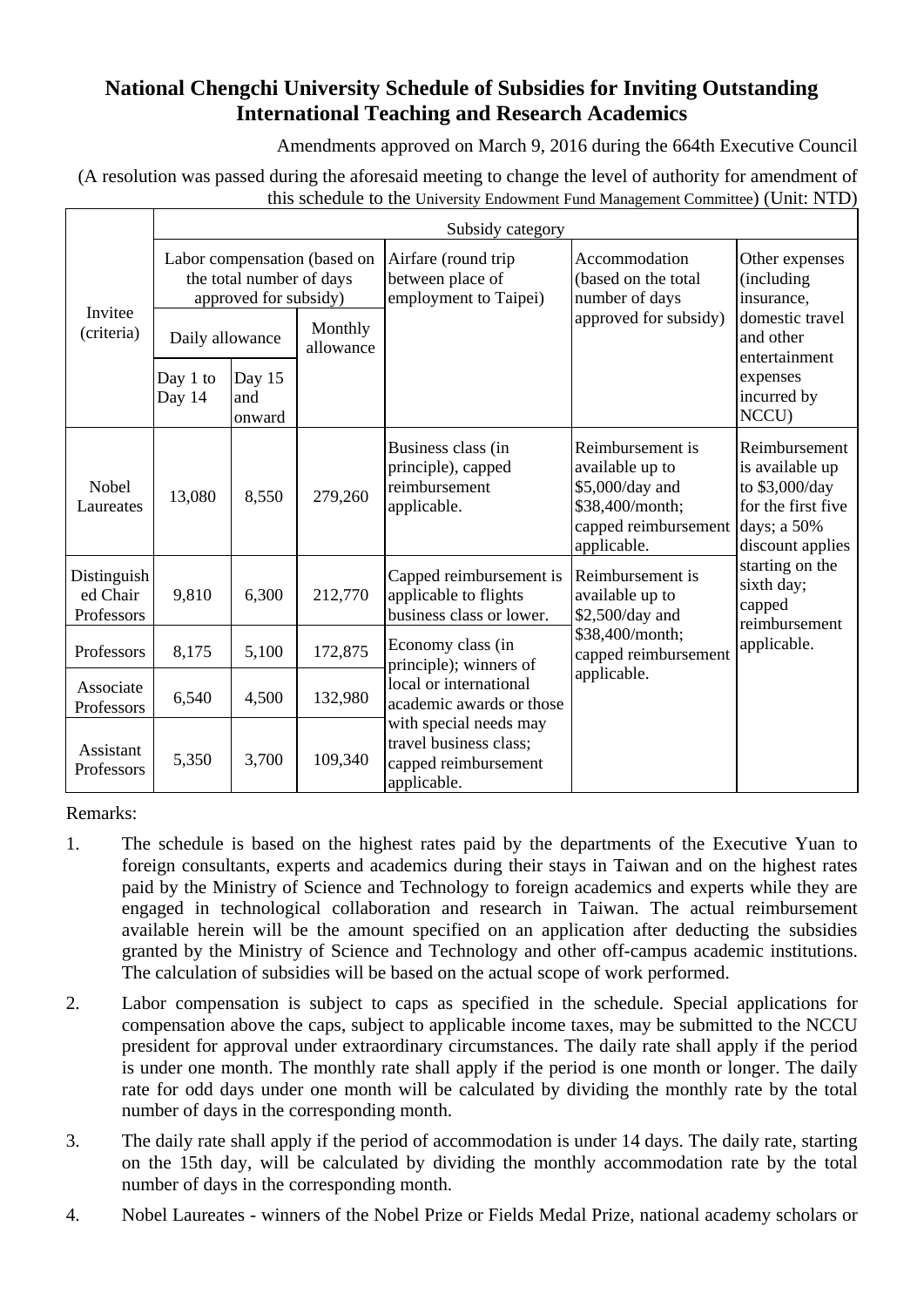# National Chengchi University Schedule of Subsidies for Inviting Outstanding International Teaching and Research Academics

Amendments approved on March 9, 2016 during the 664th Executive Council

(A resolution was passed during the aforesaid meeting to change the level of authority for amendment of this schedule to the University Endowment Fund Management Committee) (Unit: NTD)

| Invitee (criteria) | Subsidy category | | | | | |
|---|---|---|---|---|---|---|
| | Labor compensation (based on the total number of days approved for subsidy) | | | Airfare (round trip between place of employment to Taipei) | Accommodation (based on the total number of days approved for subsidy) | Other expenses (including insurance, domestic travel and other entertainment expenses incurred by NCCU) |
| | Daily allowance | | Monthly allowance | | | |
| | Day 1 to Day 14 | Day 15 and onward | | | | |
| Nobel Laureates | 13,080 | 8,550 | 279,260 | Business class (in principle), capped reimbursement applicable. | Reimbursement is available up to $5,000/day and $38,400/month; capped reimbursement applicable. | Reimbursement is available up to $3,000/day for the first five days; a 50% discount applies starting on the sixth day; capped reimbursement applicable. |
| Distinguished Chair Professors | 9,810 | 6,300 | 212,770 | Capped reimbursement is applicable to flights business class or lower. | Reimbursement is available up to $2,500/day and $38,400/month; capped reimbursement applicable. | |
| Professors | 8,175 | 5,100 | 172,875 | Economy class (in principle); winners of local or international academic awards or those with special needs may travel business class; capped reimbursement applicable. | | |
| Associate Professors | 6,540 | 4,500 | 132,980 | | | |
| Assistant Professors | 5,350 | 3,700 | 109,340 | | | |

Remarks:

1. The schedule is based on the highest rates paid by the departments of the Executive Yuan to foreign consultants, experts and academics during their stays in Taiwan and on the highest rates paid by the Ministry of Science and Technology to foreign academics and experts while they are engaged in technological collaboration and research in Taiwan. The actual reimbursement available herein will be the amount specified on an application after deducting the subsidies granted by the Ministry of Science and Technology and other off-campus academic institutions. The calculation of subsidies will be based on the actual scope of work performed.
2. Labor compensation is subject to caps as specified in the schedule. Special applications for compensation above the caps, subject to applicable income taxes, may be submitted to the NCCU president for approval under extraordinary circumstances. The daily rate shall apply if the period is under one month. The monthly rate shall apply if the period is one month or longer. The daily rate for odd days under one month will be calculated by dividing the monthly rate by the total number of days in the corresponding month.
3. The daily rate shall apply if the period of accommodation is under 14 days. The daily rate, starting on the 15th day, will be calculated by dividing the monthly accommodation rate by the total number of days in the corresponding month.
4. Nobel Laureates - winners of the Nobel Prize or Fields Medal Prize, national academy scholars or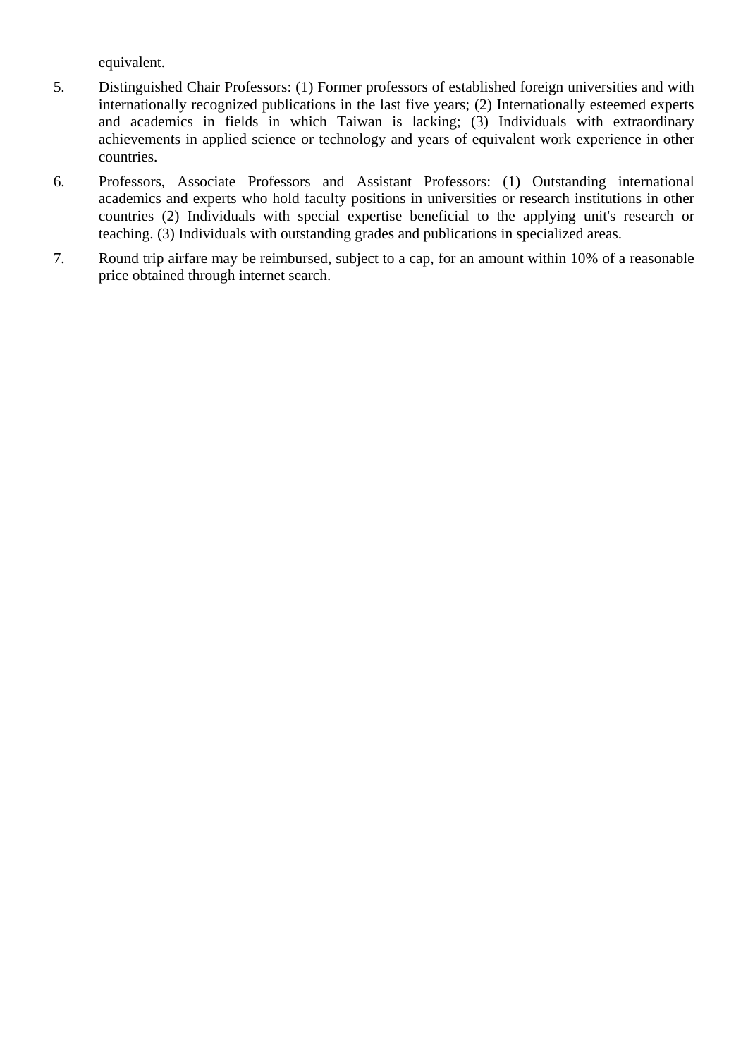equivalent.

5. Distinguished Chair Professors: (1) Former professors of established foreign universities and with internationally recognized publications in the last five years; (2) Internationally esteemed experts and academics in fields in which Taiwan is lacking; (3) Individuals with extraordinary achievements in applied science or technology and years of equivalent work experience in other countries.
6. Professors, Associate Professors and Assistant Professors: (1) Outstanding international academics and experts who hold faculty positions in universities or research institutions in other countries (2) Individuals with special expertise beneficial to the applying unit's research or teaching. (3) Individuals with outstanding grades and publications in specialized areas.
7. Round trip airfare may be reimbursed, subject to a cap, for an amount within 10% of a reasonable price obtained through internet search.